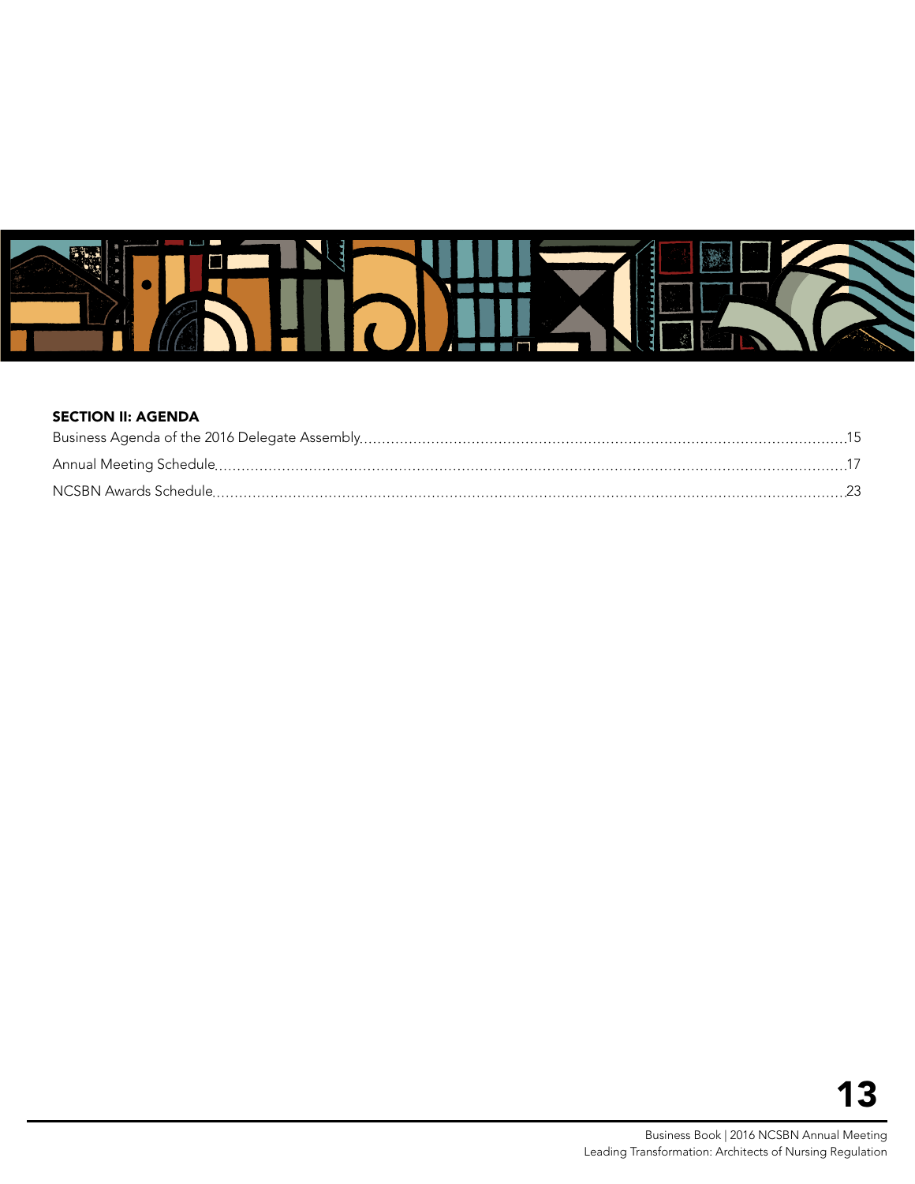## SECTION II: AGENDA

Business Agenda of the 2016 Delegate Assembly ........................................ 15

Annual Meeting Schedule ........................................ 17

NCSBN Awards Schedule ........................................ 23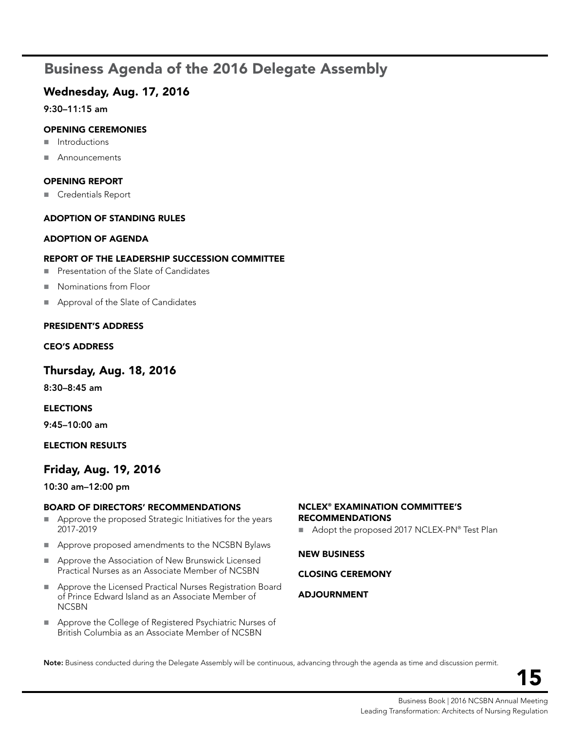# Business Agenda of the 2016 Delegate Assembly

## Wednesday, Aug. 17, 2016

**9:30–11:15 am**

### OPENING CEREMONIES

- Introductions
- Announcements

### OPENING REPORT

- Credentials Report

### ADOPTION OF STANDING RULES

### ADOPTION OF AGENDA

### REPORT OF THE LEADERSHIP SUCCESSION COMMITTEE

- Presentation of the Slate of Candidates
- Nominations from Floor
- Approval of the Slate of Candidates

### PRESIDENT'S ADDRESS

### CEO'S ADDRESS

## Thursday, Aug. 18, 2016

**8:30–8:45 am**

### ELECTIONS

**9:45–10:00 am**

### ELECTION RESULTS

## Friday, Aug. 19, 2016

**10:30 am–12:00 pm**

### BOARD OF DIRECTORS' RECOMMENDATIONS

- Approve the proposed Strategic Initiatives for the years 2017-2019
- Approve proposed amendments to the NCSBN Bylaws
- Approve the Association of New Brunswick Licensed Practical Nurses as an Associate Member of NCSBN
- Approve the Licensed Practical Nurses Registration Board of Prince Edward Island as an Associate Member of NCSBN
- Approve the College of Registered Psychiatric Nurses of British Columbia as an Associate Member of NCSBN

### NCLEX® EXAMINATION COMMITTEE'S RECOMMENDATIONS

- Adopt the proposed 2017 NCLEX-PN® Test Plan

### NEW BUSINESS

### CLOSING CEREMONY

### ADJOURNMENT

**Note:** Business conducted during the Delegate Assembly will be continuous, advancing through the agenda as time and discussion permit.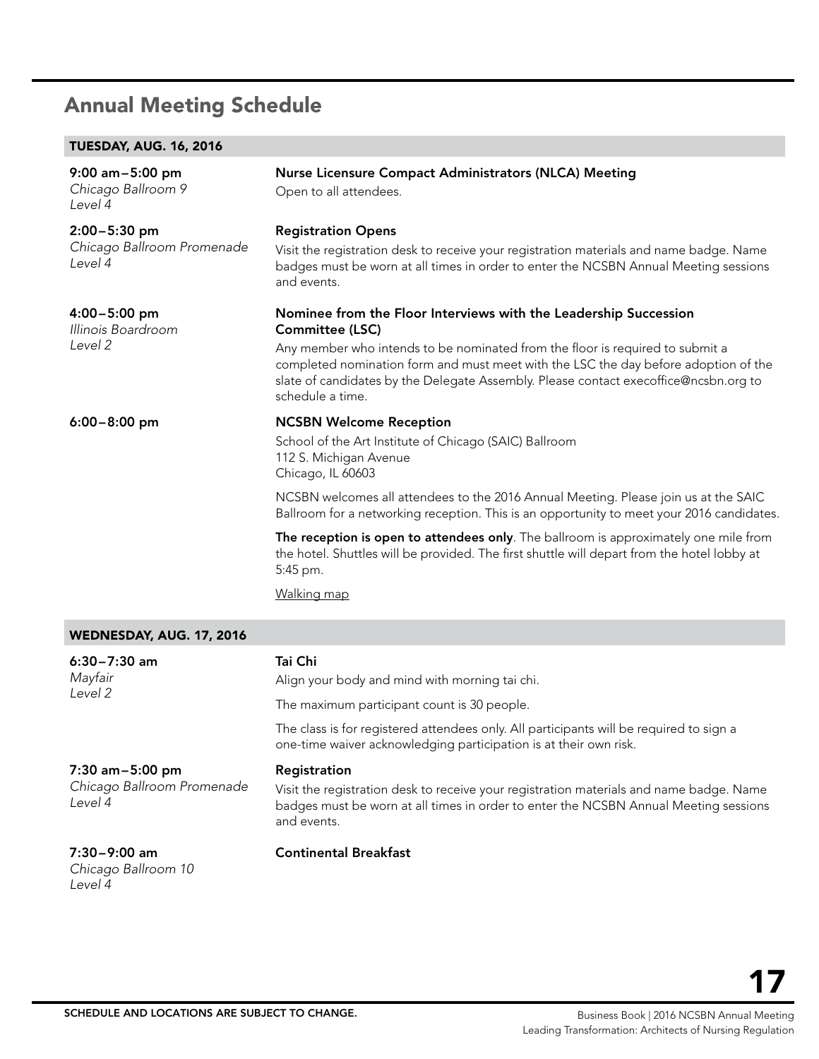## Annual Meeting Schedule

### TUESDAY, AUG. 16, 2016

**9:00 am–5:00 pm**
*Chicago Ballroom 9*
*Level 4*

**Nurse Licensure Compact Administrators (NLCA) Meeting**

Open to all attendees.

**2:00–5:30 pm**
*Chicago Ballroom Promenade*
*Level 4*

**Registration Opens**

Visit the registration desk to receive your registration materials and name badge. Name badges must be worn at all times in order to enter the NCSBN Annual Meeting sessions and events.

**4:00–5:00 pm**
*Illinois Boardroom*
*Level 2*

**Nominee from the Floor Interviews with the Leadership Succession Committee (LSC)**

Any member who intends to be nominated from the floor is required to submit a completed nomination form and must meet with the LSC the day before adoption of the slate of candidates by the Delegate Assembly. Please contact execoffice@ncsbn.org to schedule a time.

**6:00–8:00 pm**

**NCSBN Welcome Reception**

School of the Art Institute of Chicago (SAIC) Ballroom
112 S. Michigan Avenue
Chicago, IL 60603

NCSBN welcomes all attendees to the 2016 Annual Meeting. Please join us at the SAIC Ballroom for a networking reception. This is an opportunity to meet your 2016 candidates.

**The reception is open to attendees only**. The ballroom is approximately one mile from the hotel. Shuttles will be provided. The first shuttle will depart from the hotel lobby at 5:45 pm.

Walking map

### WEDNESDAY, AUG. 17, 2016

**6:30–7:30 am**
*Mayfair*
*Level 2*

**Tai Chi**

Align your body and mind with morning tai chi.

The maximum participant count is 30 people.

The class is for registered attendees only. All participants will be required to sign a one-time waiver acknowledging participation is at their own risk.

**7:30 am–5:00 pm**
*Chicago Ballroom Promenade*
*Level 4*

**Registration**

Visit the registration desk to receive your registration materials and name badge. Name badges must be worn at all times in order to enter the NCSBN Annual Meeting sessions and events.

**7:30–9:00 am**
*Chicago Ballroom 10*
*Level 4*

**Continental Breakfast**

SCHEDULE AND LOCATIONS ARE SUBJECT TO CHANGE.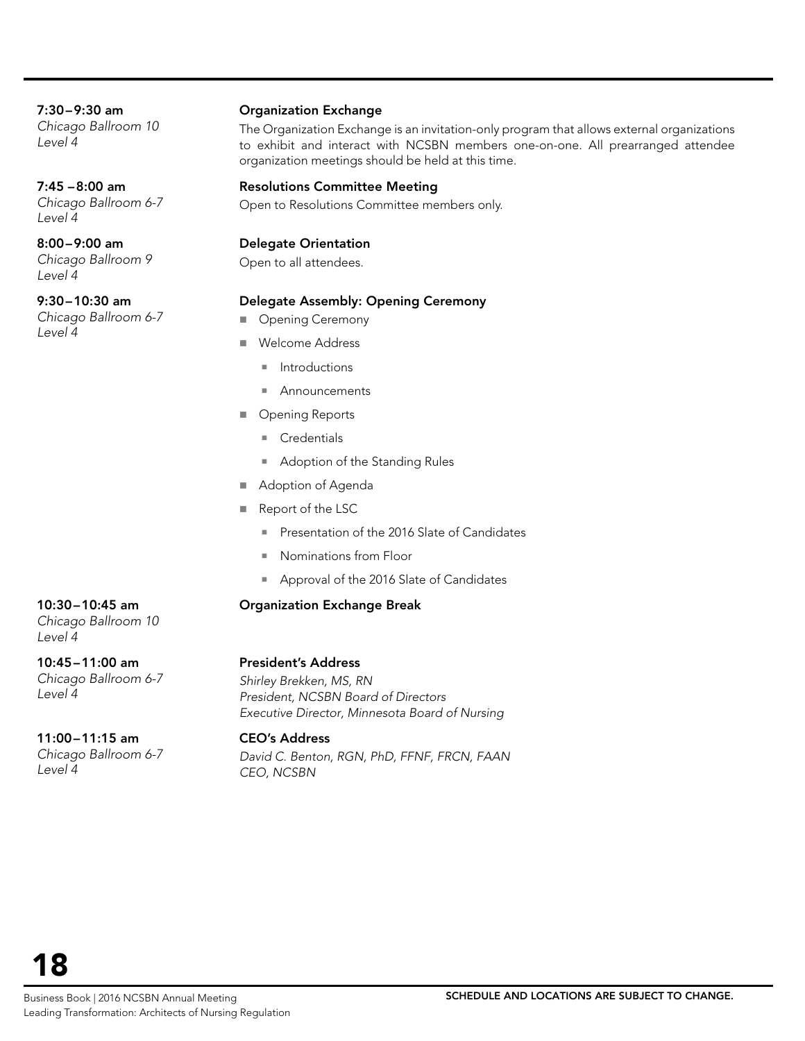**7:30 – 9:30 am**
*Chicago Ballroom 10*
*Level 4*

**Organization Exchange**

The Organization Exchange is an invitation-only program that allows external organizations to exhibit and interact with NCSBN members one-on-one. All prearranged attendee organization meetings should be held at this time.

**7:45 – 8:00 am**
*Chicago Ballroom 6-7*
*Level 4*

**Resolutions Committee Meeting**

Open to Resolutions Committee members only.

**8:00 – 9:00 am**
*Chicago Ballroom 9*
*Level 4*

**Delegate Orientation**

Open to all attendees.

**9:30 – 10:30 am**
*Chicago Ballroom 6-7*
*Level 4*

**Delegate Assembly: Opening Ceremony**

- Opening Ceremony
- Welcome Address
  - Introductions
  - Announcements
- Opening Reports
  - Credentials
  - Adoption of the Standing Rules
- Adoption of Agenda
- Report of the LSC
  - Presentation of the 2016 Slate of Candidates
  - Nominations from Floor
  - Approval of the 2016 Slate of Candidates

**10:30 – 10:45 am**
*Chicago Ballroom 10*
*Level 4*

**Organization Exchange Break**

**10:45 – 11:00 am**
*Chicago Ballroom 6-7*
*Level 4*

**President's Address**

*Shirley Brekken, MS, RN*
*President, NCSBN Board of Directors*
*Executive Director, Minnesota Board of Nursing*

**11:00 – 11:15 am**
*Chicago Ballroom 6-7*
*Level 4*

**CEO's Address**

*David C. Benton, RGN, PhD, FFNF, FRCN, FAAN*
*CEO, NCSBN*

SCHEDULE AND LOCATIONS ARE SUBJECT TO CHANGE.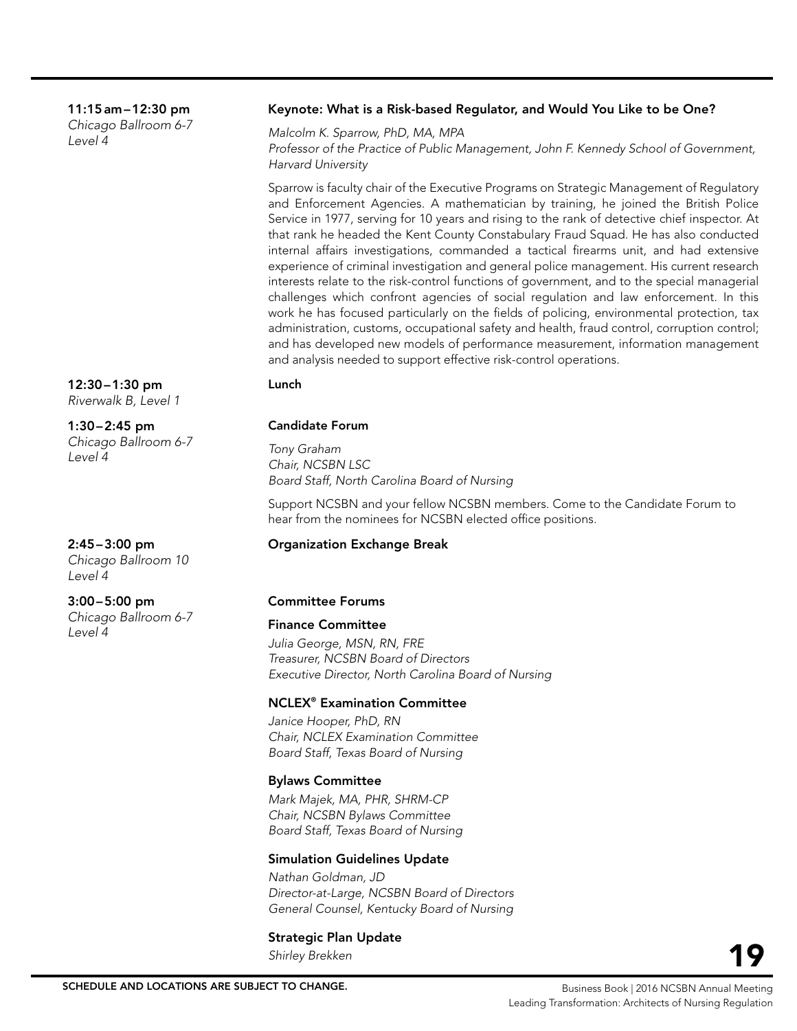**11:15 am – 12:30 pm**
*Chicago Ballroom 6-7*
*Level 4*

**Keynote: What is a Risk-based Regulator, and Would You Like to be One?**

*Malcolm K. Sparrow, PhD, MA, MPA*
*Professor of the Practice of Public Management, John F. Kennedy School of Government, Harvard University*

Sparrow is faculty chair of the Executive Programs on Strategic Management of Regulatory and Enforcement Agencies. A mathematician by training, he joined the British Police Service in 1977, serving for 10 years and rising to the rank of detective chief inspector. At that rank he headed the Kent County Constabulary Fraud Squad. He has also conducted internal affairs investigations, commanded a tactical firearms unit, and had extensive experience of criminal investigation and general police management. His current research interests relate to the risk-control functions of government, and to the special managerial challenges which confront agencies of social regulation and law enforcement. In this work he has focused particularly on the fields of policing, environmental protection, tax administration, customs, occupational safety and health, fraud control, corruption control; and has developed new models of performance measurement, information management and analysis needed to support effective risk-control operations.

**12:30 – 1:30 pm**
*Riverwalk B, Level 1*

**Lunch**

**1:30 – 2:45 pm**
*Chicago Ballroom 6-7*
*Level 4*

**Candidate Forum**

*Tony Graham*
*Chair, NCSBN LSC*
*Board Staff, North Carolina Board of Nursing*

Support NCSBN and your fellow NCSBN members. Come to the Candidate Forum to hear from the nominees for NCSBN elected office positions.

**2:45 – 3:00 pm**
*Chicago Ballroom 10*
*Level 4*

**Organization Exchange Break**

**3:00 – 5:00 pm**
*Chicago Ballroom 6-7*
*Level 4*

**Committee Forums**

**Finance Committee**

*Julia George, MSN, RN, FRE*
*Treasurer, NCSBN Board of Directors*
*Executive Director, North Carolina Board of Nursing*

**NCLEX® Examination Committee**

*Janice Hooper, PhD, RN*
*Chair, NCLEX Examination Committee*
*Board Staff, Texas Board of Nursing*

**Bylaws Committee**

*Mark Majek, MA, PHR, SHRM-CP*
*Chair, NCSBN Bylaws Committee*
*Board Staff, Texas Board of Nursing*

**Simulation Guidelines Update**

*Nathan Goldman, JD*
*Director-at-Large, NCSBN Board of Directors*
*General Counsel, Kentucky Board of Nursing*

**Strategic Plan Update**

*Shirley Brekken*

SCHEDULE AND LOCATIONS ARE SUBJECT TO CHANGE.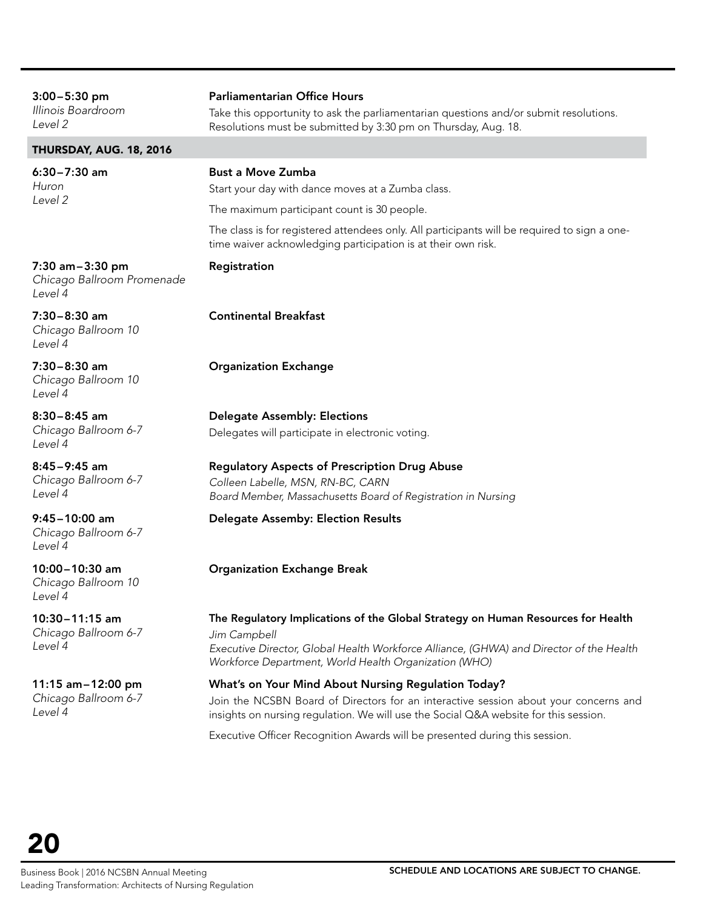**3:00–5:30 pm**
*Illinois Boardroom*
*Level 2*

**Parliamentarian Office Hours**

Take this opportunity to ask the parliamentarian questions and/or submit resolutions. Resolutions must be submitted by 3:30 pm on Thursday, Aug. 18.

## THURSDAY, AUG. 18, 2016

**6:30–7:30 am**
*Huron*
*Level 2*

**Bust a Move Zumba**

Start your day with dance moves at a Zumba class.

The maximum participant count is 30 people.

The class is for registered attendees only. All participants will be required to sign a one-time waiver acknowledging participation is at their own risk.

**7:30 am–3:30 pm**
*Chicago Ballroom Promenade*
*Level 4*

**Registration**

**7:30–8:30 am**
*Chicago Ballroom 10*
*Level 4*

**Continental Breakfast**

**7:30–8:30 am**
*Chicago Ballroom 10*
*Level 4*

**Organization Exchange**

**8:30–8:45 am**
*Chicago Ballroom 6-7*
*Level 4*

**Delegate Assembly: Elections**

Delegates will participate in electronic voting.

**8:45–9:45 am**
*Chicago Ballroom 6-7*
*Level 4*

**Regulatory Aspects of Prescription Drug Abuse**

*Colleen Labelle, MSN, RN-BC, CARN*
*Board Member, Massachusetts Board of Registration in Nursing*

**9:45–10:00 am**
*Chicago Ballroom 6-7*
*Level 4*

**Delegate Assemby: Election Results**

**10:00–10:30 am**
*Chicago Ballroom 10*
*Level 4*

**Organization Exchange Break**

**10:30–11:15 am**
*Chicago Ballroom 6-7*
*Level 4*

**The Regulatory Implications of the Global Strategy on Human Resources for Health**

*Jim Campbell*
*Executive Director, Global Health Workforce Alliance, (GHWA) and Director of the Health Workforce Department, World Health Organization (WHO)*

**11:15 am–12:00 pm**
*Chicago Ballroom 6-7*
*Level 4*

**What's on Your Mind About Nursing Regulation Today?**

Join the NCSBN Board of Directors for an interactive session about your concerns and insights on nursing regulation. We will use the Social Q&A website for this session.

Executive Officer Recognition Awards will be presented during this session.

SCHEDULE AND LOCATIONS ARE SUBJECT TO CHANGE.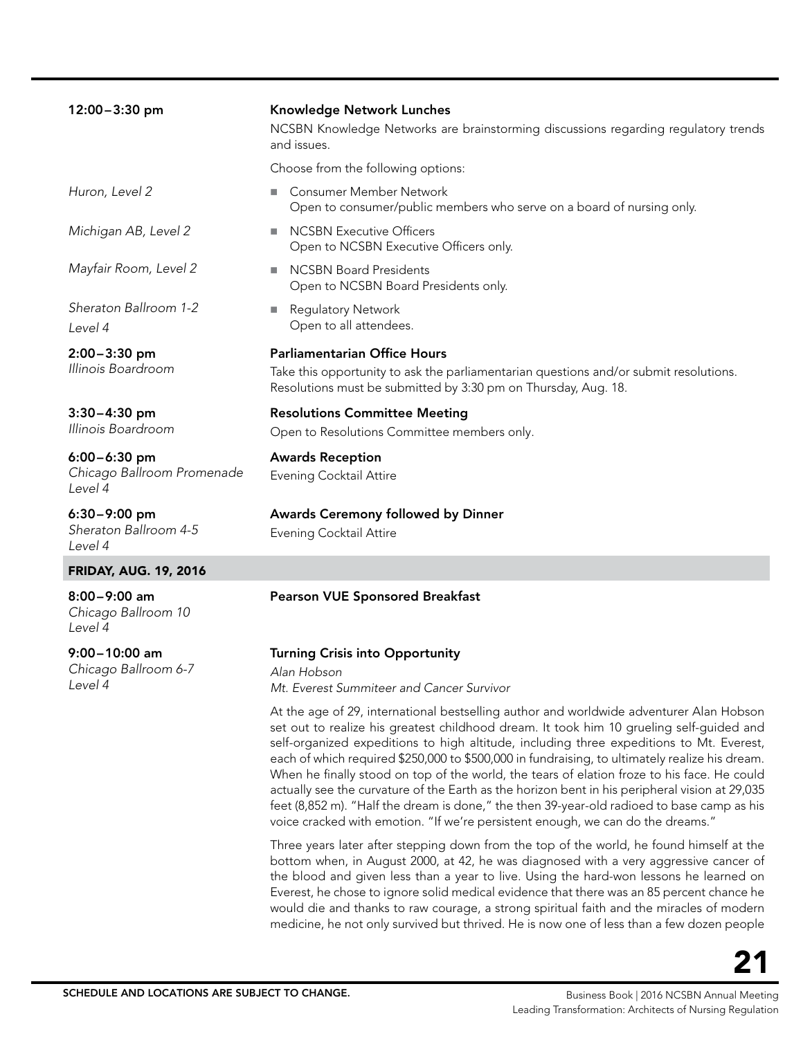**12:00 – 3:30 pm**

**Knowledge Network Lunches**

NCSBN Knowledge Networks are brainstorming discussions regarding regulatory trends and issues.

Choose from the following options:

*Huron, Level 2*

- Consumer Member Network
  Open to consumer/public members who serve on a board of nursing only.

*Michigan AB, Level 2*

- NCSBN Executive Officers
  Open to NCSBN Executive Officers only.

*Mayfair Room, Level 2*

- NCSBN Board Presidents
  Open to NCSBN Board Presidents only.

*Sheraton Ballroom 1-2*
*Level 4*

- Regulatory Network
  Open to all attendees.

**2:00 – 3:30 pm**
*Illinois Boardroom*

**Parliamentarian Office Hours**

Take this opportunity to ask the parliamentarian questions and/or submit resolutions. Resolutions must be submitted by 3:30 pm on Thursday, Aug. 18.

**3:30 – 4:30 pm**
*Illinois Boardroom*

**Resolutions Committee Meeting**

Open to Resolutions Committee members only.

**6:00 – 6:30 pm**
*Chicago Ballroom Promenade*
*Level 4*

**Awards Reception**

Evening Cocktail Attire

**6:30 – 9:00 pm**
*Sheraton Ballroom 4-5*
*Level 4*

**Awards Ceremony followed by Dinner**

Evening Cocktail Attire

## FRIDAY, AUG. 19, 2016

**8:00 – 9:00 am**
*Chicago Ballroom 10*
*Level 4*

**Pearson VUE Sponsored Breakfast**

**9:00 – 10:00 am**
*Chicago Ballroom 6-7*
*Level 4*

**Turning Crisis into Opportunity**

*Alan Hobson*
*Mt. Everest Summiteer and Cancer Survivor*

At the age of 29, international bestselling author and worldwide adventurer Alan Hobson set out to realize his greatest childhood dream. It took him 10 grueling self-guided and self-organized expeditions to high altitude, including three expeditions to Mt. Everest, each of which required $250,000 to $500,000 in fundraising, to ultimately realize his dream. When he finally stood on top of the world, the tears of elation froze to his face. He could actually see the curvature of the Earth as the horizon bent in his peripheral vision at 29,035 feet (8,852 m). "Half the dream is done," the then 39-year-old radioed to base camp as his voice cracked with emotion. "If we're persistent enough, we can do the dreams."

Three years later after stepping down from the top of the world, he found himself at the bottom when, in August 2000, at 42, he was diagnosed with a very aggressive cancer of the blood and given less than a year to live. Using the hard-won lessons he learned on Everest, he chose to ignore solid medical evidence that there was an 85 percent chance he would die and thanks to raw courage, a strong spiritual faith and the miracles of modern medicine, he not only survived but thrived. He is now one of less than a few dozen people

SCHEDULE AND LOCATIONS ARE SUBJECT TO CHANGE.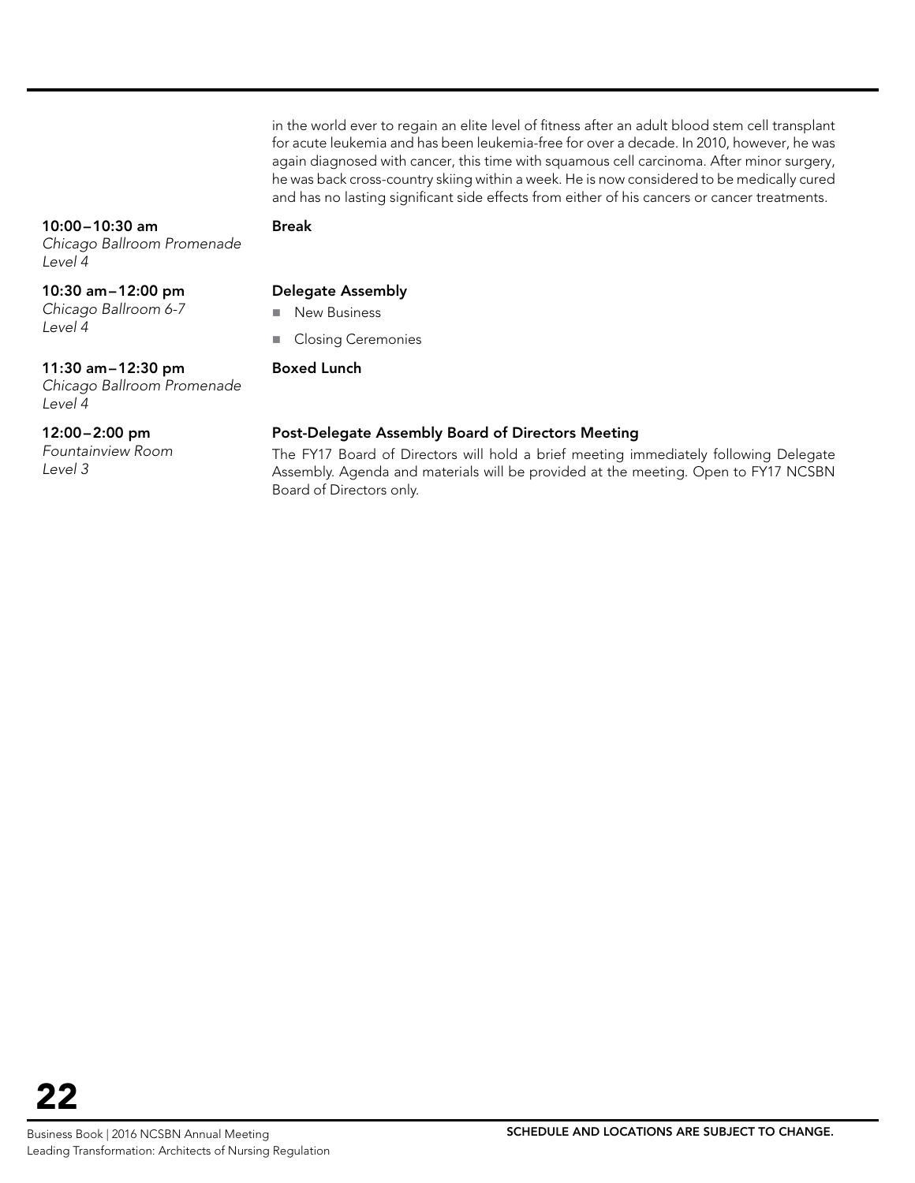in the world ever to regain an elite level of fitness after an adult blood stem cell transplant for acute leukemia and has been leukemia-free for over a decade. In 2010, however, he was again diagnosed with cancer, this time with squamous cell carcinoma. After minor surgery, he was back cross-country skiing within a week. He is now considered to be medically cured and has no lasting significant side effects from either of his cancers or cancer treatments.

**10:00–10:30 am**
*Chicago Ballroom Promenade*
*Level 4*

**Break**

**10:30 am–12:00 pm**
*Chicago Ballroom 6-7*
*Level 4*

**Delegate Assembly**

- New Business
- Closing Ceremonies

**11:30 am–12:30 pm**
*Chicago Ballroom Promenade*
*Level 4*

**Boxed Lunch**

**12:00–2:00 pm**
*Fountainview Room*
*Level 3*

**Post-Delegate Assembly Board of Directors Meeting**

The FY17 Board of Directors will hold a brief meeting immediately following Delegate Assembly. Agenda and materials will be provided at the meeting. Open to FY17 NCSBN Board of Directors only.

SCHEDULE AND LOCATIONS ARE SUBJECT TO CHANGE.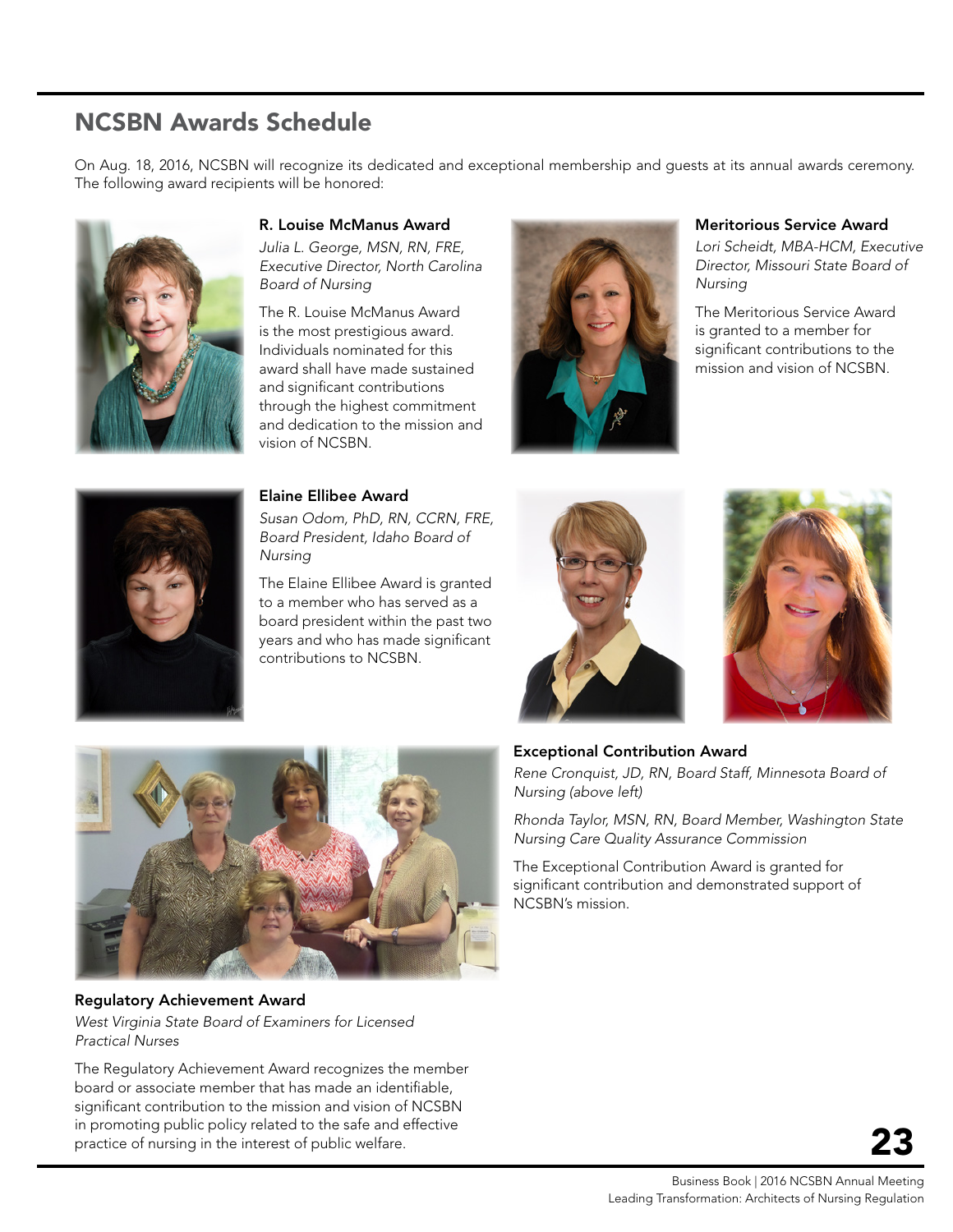## NCSBN Awards Schedule

On Aug. 18, 2016, NCSBN will recognize its dedicated and exceptional membership and guests at its annual awards ceremony. The following award recipients will be honored:

### R. Louise McManus Award

*Julia L. George, MSN, RN, FRE, Executive Director, North Carolina Board of Nursing*

The R. Louise McManus Award is the most prestigious award. Individuals nominated for this award shall have made sustained and significant contributions through the highest commitment and dedication to the mission and vision of NCSBN.

### Meritorious Service Award

*Lori Scheidt, MBA-HCM, Executive Director, Missouri State Board of Nursing*

The Meritorious Service Award is granted to a member for significant contributions to the mission and vision of NCSBN.

### Elaine Ellibee Award

*Susan Odom, PhD, RN, CCRN, FRE, Board President, Idaho Board of Nursing*

The Elaine Ellibee Award is granted to a member who has served as a board president within the past two years and who has made significant contributions to NCSBN.

### Exceptional Contribution Award

*Rene Cronquist, JD, RN, Board Staff, Minnesota Board of Nursing (above left)*

*Rhonda Taylor, MSN, RN, Board Member, Washington State Nursing Care Quality Assurance Commission*

The Exceptional Contribution Award is granted for significant contribution and demonstrated support of NCSBN's mission.

### Regulatory Achievement Award

*West Virginia State Board of Examiners for Licensed Practical Nurses*

The Regulatory Achievement Award recognizes the member board or associate member that has made an identifiable, significant contribution to the mission and vision of NCSBN in promoting public policy related to the safe and effective practice of nursing in the interest of public welfare.